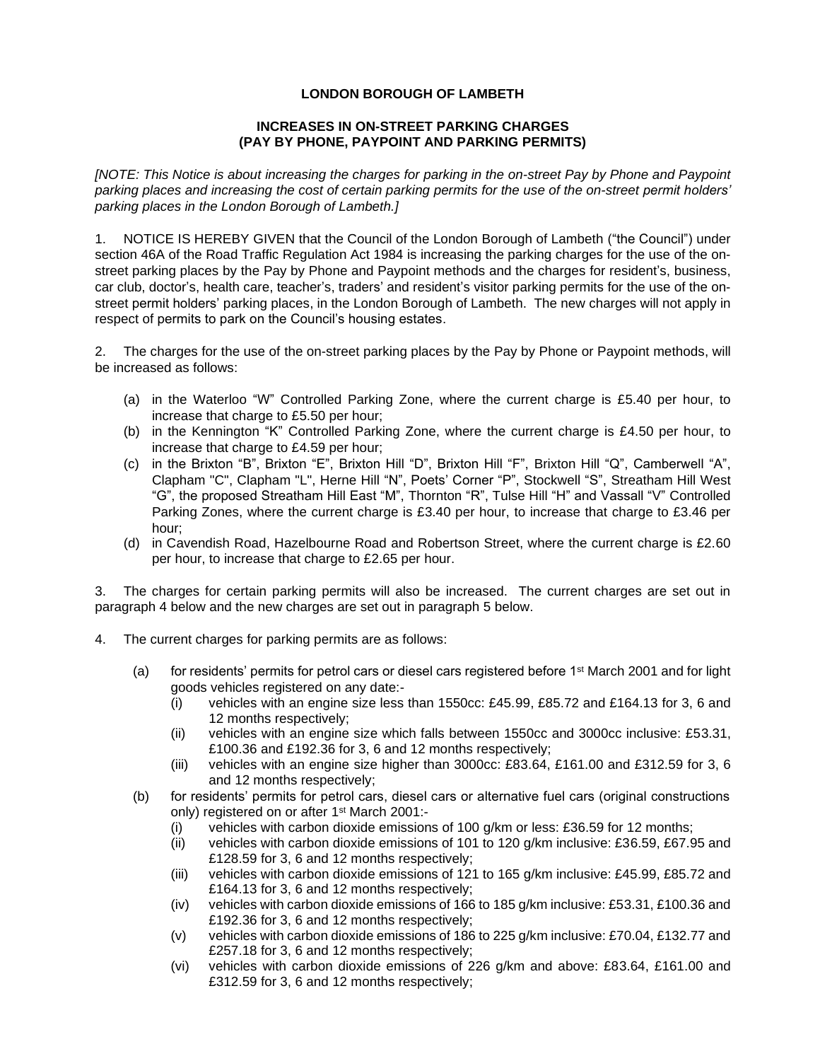# LONDON BOROUGH OF LAMBETH

## INCREASES IN ON-STREET PARKING CHARGES (PAY BY PHONE, PAYPOINT AND PARKING PERMITS)

*[NOTE: This Notice is about increasing the charges for parking in the on-street Pay by Phone and Paypoint parking places and increasing the cost of certain parking permits for the use of the on-street permit holders' parking places in the London Borough of Lambeth.]*

1. NOTICE IS HEREBY GIVEN that the Council of the London Borough of Lambeth ("the Council") under section 46A of the Road Traffic Regulation Act 1984 is increasing the parking charges for the use of the on-street parking places by the Pay by Phone and Paypoint methods and the charges for resident's, business, car club, doctor's, health care, teacher's, traders' and resident's visitor parking permits for the use of the on-street permit holders' parking places, in the London Borough of Lambeth. The new charges will not apply in respect of permits to park on the Council's housing estates.

2. The charges for the use of the on-street parking places by the Pay by Phone or Paypoint methods, will be increased as follows:

   (a) in the Waterloo "W" Controlled Parking Zone, where the current charge is £5.40 per hour, to increase that charge to £5.50 per hour;
   (b) in the Kennington "K" Controlled Parking Zone, where the current charge is £4.50 per hour, to increase that charge to £4.59 per hour;
   (c) in the Brixton "B", Brixton "E", Brixton Hill "D", Brixton Hill "F", Brixton Hill "Q", Camberwell "A", Clapham "C", Clapham "L", Herne Hill "N", Poets' Corner "P", Stockwell "S", Streatham Hill West "G", the proposed Streatham Hill East "M", Thornton "R", Tulse Hill "H" and Vassall "V" Controlled Parking Zones, where the current charge is £3.40 per hour, to increase that charge to £3.46 per hour;
   (d) in Cavendish Road, Hazelbourne Road and Robertson Street, where the current charge is £2.60 per hour, to increase that charge to £2.65 per hour.

3. The charges for certain parking permits will also be increased. The current charges are set out in paragraph 4 below and the new charges are set out in paragraph 5 below.

4. The current charges for parking permits are as follows:

   (a) for residents' permits for petrol cars or diesel cars registered before 1st March 2001 and for light goods vehicles registered on any date:-
      (i) vehicles with an engine size less than 1550cc: £45.99, £85.72 and £164.13 for 3, 6 and 12 months respectively;
      (ii) vehicles with an engine size which falls between 1550cc and 3000cc inclusive: £53.31, £100.36 and £192.36 for 3, 6 and 12 months respectively;
      (iii) vehicles with an engine size higher than 3000cc: £83.64, £161.00 and £312.59 for 3, 6 and 12 months respectively;
   (b) for residents' permits for petrol cars, diesel cars or alternative fuel cars (original constructions only) registered on or after 1st March 2001:-
      (i) vehicles with carbon dioxide emissions of 100 g/km or less: £36.59 for 12 months;
      (ii) vehicles with carbon dioxide emissions of 101 to 120 g/km inclusive: £36.59, £67.95 and £128.59 for 3, 6 and 12 months respectively;
      (iii) vehicles with carbon dioxide emissions of 121 to 165 g/km inclusive: £45.99, £85.72 and £164.13 for 3, 6 and 12 months respectively;
      (iv) vehicles with carbon dioxide emissions of 166 to 185 g/km inclusive: £53.31, £100.36 and £192.36 for 3, 6 and 12 months respectively;
      (v) vehicles with carbon dioxide emissions of 186 to 225 g/km inclusive: £70.04, £132.77 and £257.18 for 3, 6 and 12 months respectively;
      (vi) vehicles with carbon dioxide emissions of 226 g/km and above: £83.64, £161.00 and £312.59 for 3, 6 and 12 months respectively;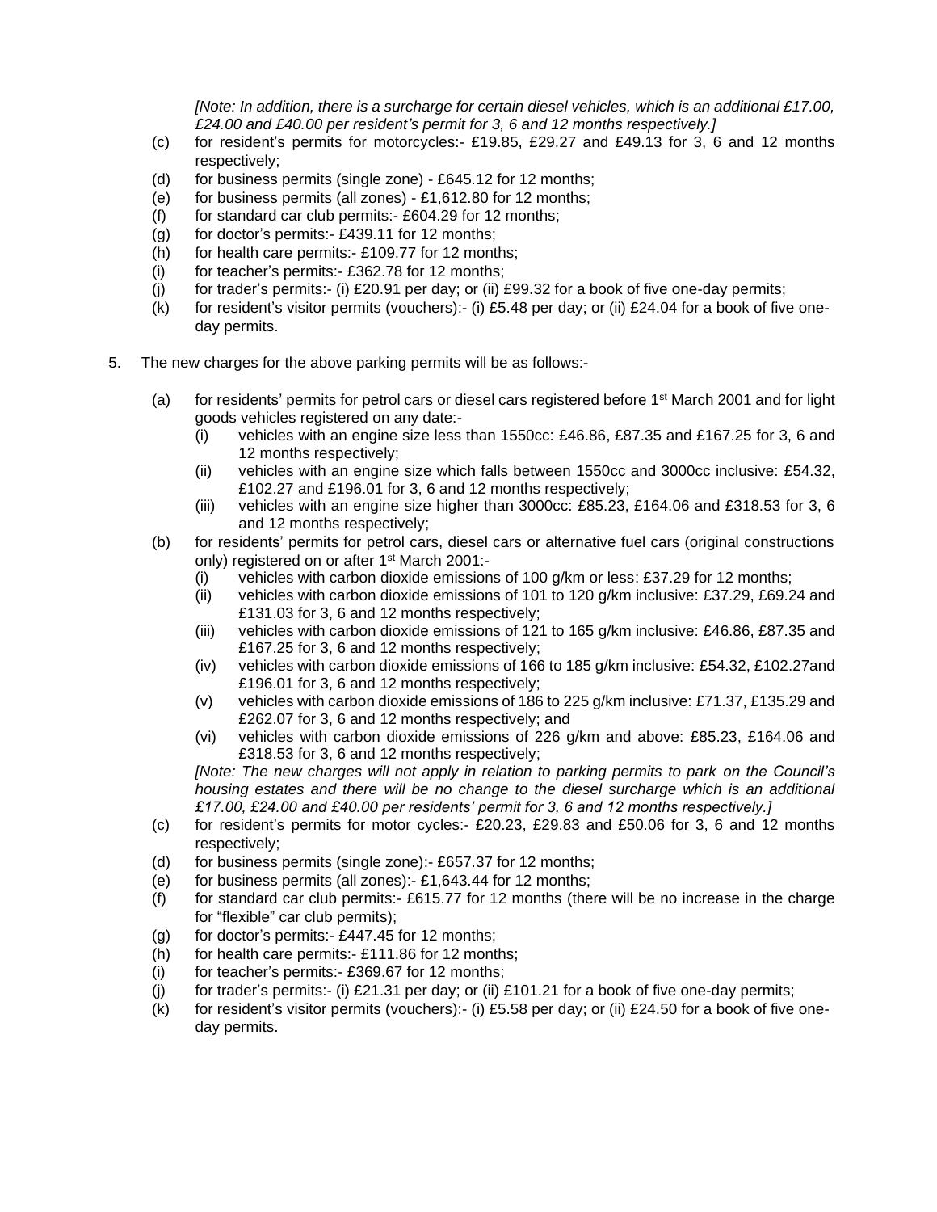*[Note: In addition, there is a surcharge for certain diesel vehicles, which is an additional £17.00, £24.00 and £40.00 per resident's permit for 3, 6 and 12 months respectively.]*

(c) for resident's permits for motorcycles:- £19.85, £29.27 and £49.13 for 3, 6 and 12 months respectively;

(d) for business permits (single zone) - £645.12 for 12 months;

(e) for business permits (all zones) - £1,612.80 for 12 months;

(f) for standard car club permits:- £604.29 for 12 months;

(g) for doctor's permits:- £439.11 for 12 months;

(h) for health care permits:- £109.77 for 12 months;

(i) for teacher's permits:- £362.78 for 12 months;

(j) for trader's permits:- (i) £20.91 per day; or (ii) £99.32 for a book of five one-day permits;

(k) for resident's visitor permits (vouchers):- (i) £5.48 per day; or (ii) £24.04 for a book of five one-day permits.

5. The new charges for the above parking permits will be as follows:-

(a) for residents' permits for petrol cars or diesel cars registered before 1st March 2001 and for light goods vehicles registered on any date:-

  (i) vehicles with an engine size less than 1550cc: £46.86, £87.35 and £167.25 for 3, 6 and 12 months respectively;

  (ii) vehicles with an engine size which falls between 1550cc and 3000cc inclusive: £54.32, £102.27 and £196.01 for 3, 6 and 12 months respectively;

  (iii) vehicles with an engine size higher than 3000cc: £85.23, £164.06 and £318.53 for 3, 6 and 12 months respectively;

(b) for residents' permits for petrol cars, diesel cars or alternative fuel cars (original constructions only) registered on or after 1st March 2001:-

  (i) vehicles with carbon dioxide emissions of 100 g/km or less: £37.29 for 12 months;

  (ii) vehicles with carbon dioxide emissions of 101 to 120 g/km inclusive: £37.29, £69.24 and £131.03 for 3, 6 and 12 months respectively;

  (iii) vehicles with carbon dioxide emissions of 121 to 165 g/km inclusive: £46.86, £87.35 and £167.25 for 3, 6 and 12 months respectively;

  (iv) vehicles with carbon dioxide emissions of 166 to 185 g/km inclusive: £54.32, £102.27and £196.01 for 3, 6 and 12 months respectively;

  (v) vehicles with carbon dioxide emissions of 186 to 225 g/km inclusive: £71.37, £135.29 and £262.07 for 3, 6 and 12 months respectively; and

  (vi) vehicles with carbon dioxide emissions of 226 g/km and above: £85.23, £164.06 and £318.53 for 3, 6 and 12 months respectively;

*[Note: The new charges will not apply in relation to parking permits to park on the Council's housing estates and there will be no change to the diesel surcharge which is an additional £17.00, £24.00 and £40.00 per residents' permit for 3, 6 and 12 months respectively.]*

(c) for resident's permits for motor cycles:- £20.23, £29.83 and £50.06 for 3, 6 and 12 months respectively;

(d) for business permits (single zone):- £657.37 for 12 months;

(e) for business permits (all zones):- £1,643.44 for 12 months;

(f) for standard car club permits:- £615.77 for 12 months (there will be no increase in the charge for "flexible" car club permits);

(g) for doctor's permits:- £447.45 for 12 months;

(h) for health care permits:- £111.86 for 12 months;

(i) for teacher's permits:- £369.67 for 12 months;

(j) for trader's permits:- (i) £21.31 per day; or (ii) £101.21 for a book of five one-day permits;

(k) for resident's visitor permits (vouchers):- (i) £5.58 per day; or (ii) £24.50 for a book of five one-day permits.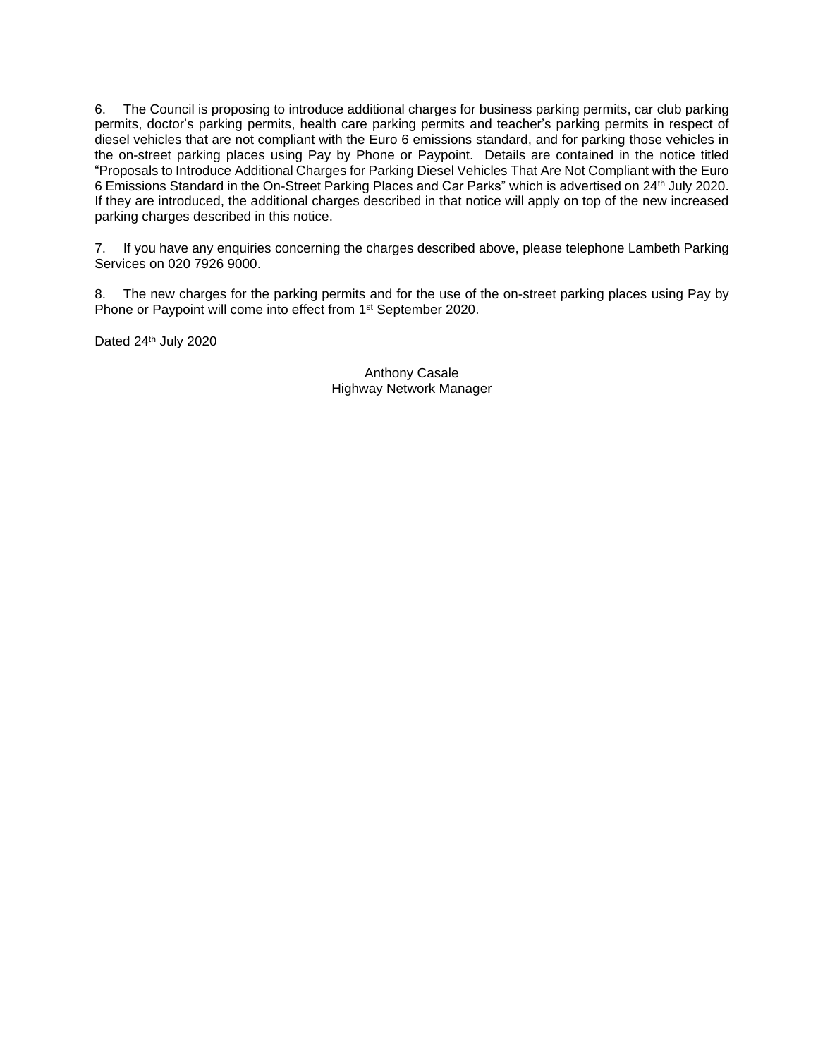6. The Council is proposing to introduce additional charges for business parking permits, car club parking permits, doctor's parking permits, health care parking permits and teacher's parking permits in respect of diesel vehicles that are not compliant with the Euro 6 emissions standard, and for parking those vehicles in the on-street parking places using Pay by Phone or Paypoint. Details are contained in the notice titled "Proposals to Introduce Additional Charges for Parking Diesel Vehicles That Are Not Compliant with the Euro 6 Emissions Standard in the On-Street Parking Places and Car Parks" which is advertised on 24th July 2020. If they are introduced, the additional charges described in that notice will apply on top of the new increased parking charges described in this notice.

7. If you have any enquiries concerning the charges described above, please telephone Lambeth Parking Services on 020 7926 9000.

8. The new charges for the parking permits and for the use of the on-street parking places using Pay by Phone or Paypoint will come into effect from 1st September 2020.

Dated 24th July 2020

Anthony Casale
Highway Network Manager